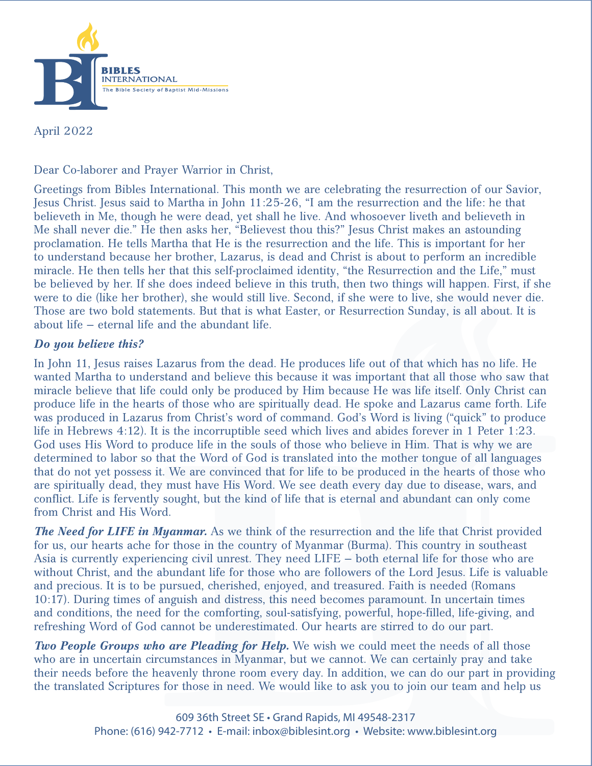**BIBLES INTERNATIONAL**
The Bible Society of Baptist Mid-Missions

April 2022

Dear Co-laborer and Prayer Warrior in Christ,

Greetings from Bibles International. This month we are celebrating the resurrection of our Savior, Jesus Christ. Jesus said to Martha in John 11:25-26, "I am the resurrection and the life: he that believeth in Me, though he were dead, yet shall he live. And whosoever liveth and believeth in Me shall never die." He then asks her, "Believest thou this?" Jesus Christ makes an astounding proclamation. He tells Martha that He is the resurrection and the life. This is important for her to understand because her brother, Lazarus, is dead and Christ is about to perform an incredible miracle. He then tells her that this self-proclaimed identity, "the Resurrection and the Life," must be believed by her. If she does indeed believe in this truth, then two things will happen. First, if she were to die (like her brother), she would still live. Second, if she were to live, she would never die. Those are two bold statements. But that is what Easter, or Resurrection Sunday, is all about. It is about life – eternal life and the abundant life.

***Do you believe this?***

In John 11, Jesus raises Lazarus from the dead. He produces life out of that which has no life. He wanted Martha to understand and believe this because it was important that all those who saw that miracle believe that life could only be produced by Him because He was life itself. Only Christ can produce life in the hearts of those who are spiritually dead. He spoke and Lazarus came forth. Life was produced in Lazarus from Christ's word of command. God's Word is living ("quick" to produce life in Hebrews 4:12). It is the incorruptible seed which lives and abides forever in 1 Peter 1:23. God uses His Word to produce life in the souls of those who believe in Him. That is why we are determined to labor so that the Word of God is translated into the mother tongue of all languages that do not yet possess it. We are convinced that for life to be produced in the hearts of those who are spiritually dead, they must have His Word. We see death every day due to disease, wars, and conflict. Life is fervently sought, but the kind of life that is eternal and abundant can only come from Christ and His Word.

***The Need for LIFE in Myanmar.*** As we think of the resurrection and the life that Christ provided for us, our hearts ache for those in the country of Myanmar (Burma). This country in southeast Asia is currently experiencing civil unrest. They need LIFE – both eternal life for those who are without Christ, and the abundant life for those who are followers of the Lord Jesus. Life is valuable and precious. It is to be pursued, cherished, enjoyed, and treasured. Faith is needed (Romans 10:17). During times of anguish and distress, this need becomes paramount. In uncertain times and conditions, the need for the comforting, soul-satisfying, powerful, hope-filled, life-giving, and refreshing Word of God cannot be underestimated. Our hearts are stirred to do our part.

***Two People Groups who are Pleading for Help.*** We wish we could meet the needs of all those who are in uncertain circumstances in Myanmar, but we cannot. We can certainly pray and take their needs before the heavenly throne room every day. In addition, we can do our part in providing the translated Scriptures for those in need. We would like to ask you to join our team and help us

609 36th Street SE • Grand Rapids, MI 49548-2317
Phone: (616) 942-7712 • E-mail: inbox@biblesint.org • Website: www.biblesint.org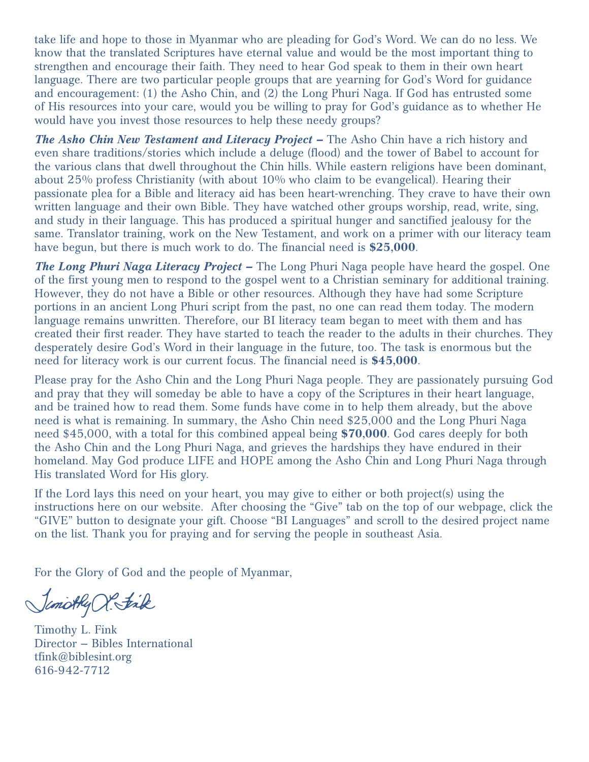take life and hope to those in Myanmar who are pleading for God's Word. We can do no less. We know that the translated Scriptures have eternal value and would be the most important thing to strengthen and encourage their faith. They need to hear God speak to them in their own heart language. There are two particular people groups that are yearning for God's Word for guidance and encouragement: (1) the Asho Chin, and (2) the Long Phuri Naga. If God has entrusted some of His resources into your care, would you be willing to pray for God's guidance as to whether He would have you invest those resources to help these needy groups?

***The Asho Chin New Testament and Literacy Project –*** The Asho Chin have a rich history and even share traditions/stories which include a deluge (flood) and the tower of Babel to account for the various clans that dwell throughout the Chin hills. While eastern religions have been dominant, about 25% profess Christianity (with about 10% who claim to be evangelical). Hearing their passionate plea for a Bible and literacy aid has been heart-wrenching. They crave to have their own written language and their own Bible. They have watched other groups worship, read, write, sing, and study in their language. This has produced a spiritual hunger and sanctified jealousy for the same. Translator training, work on the New Testament, and work on a primer with our literacy team have begun, but there is much work to do. The financial need is **$25,000**.

***The Long Phuri Naga Literacy Project –*** The Long Phuri Naga people have heard the gospel. One of the first young men to respond to the gospel went to a Christian seminary for additional training. However, they do not have a Bible or other resources. Although they have had some Scripture portions in an ancient Long Phuri script from the past, no one can read them today. The modern language remains unwritten. Therefore, our BI literacy team began to meet with them and has created their first reader. They have started to teach the reader to the adults in their churches. They desperately desire God's Word in their language in the future, too. The task is enormous but the need for literacy work is our current focus. The financial need is **$45,000**.

Please pray for the Asho Chin and the Long Phuri Naga people. They are passionately pursuing God and pray that they will someday be able to have a copy of the Scriptures in their heart language, and be trained how to read them. Some funds have come in to help them already, but the above need is what is remaining. In summary, the Asho Chin need $25,000 and the Long Phuri Naga need $45,000, with a total for this combined appeal being **$70,000**. God cares deeply for both the Asho Chin and the Long Phuri Naga, and grieves the hardships they have endured in their homeland. May God produce LIFE and HOPE among the Asho Chin and Long Phuri Naga through His translated Word for His glory.

If the Lord lays this need on your heart, you may give to either or both project(s) using the instructions here on our website. After choosing the "Give" tab on the top of our webpage, click the "GIVE" button to designate your gift. Choose "BI Languages" and scroll to the desired project name on the list. Thank you for praying and for serving the people in southeast Asia.

For the Glory of God and the people of Myanmar,

Timothy L. Fink

Timothy L. Fink
Director – Bibles International
tfink@biblesint.org
616-942-7712